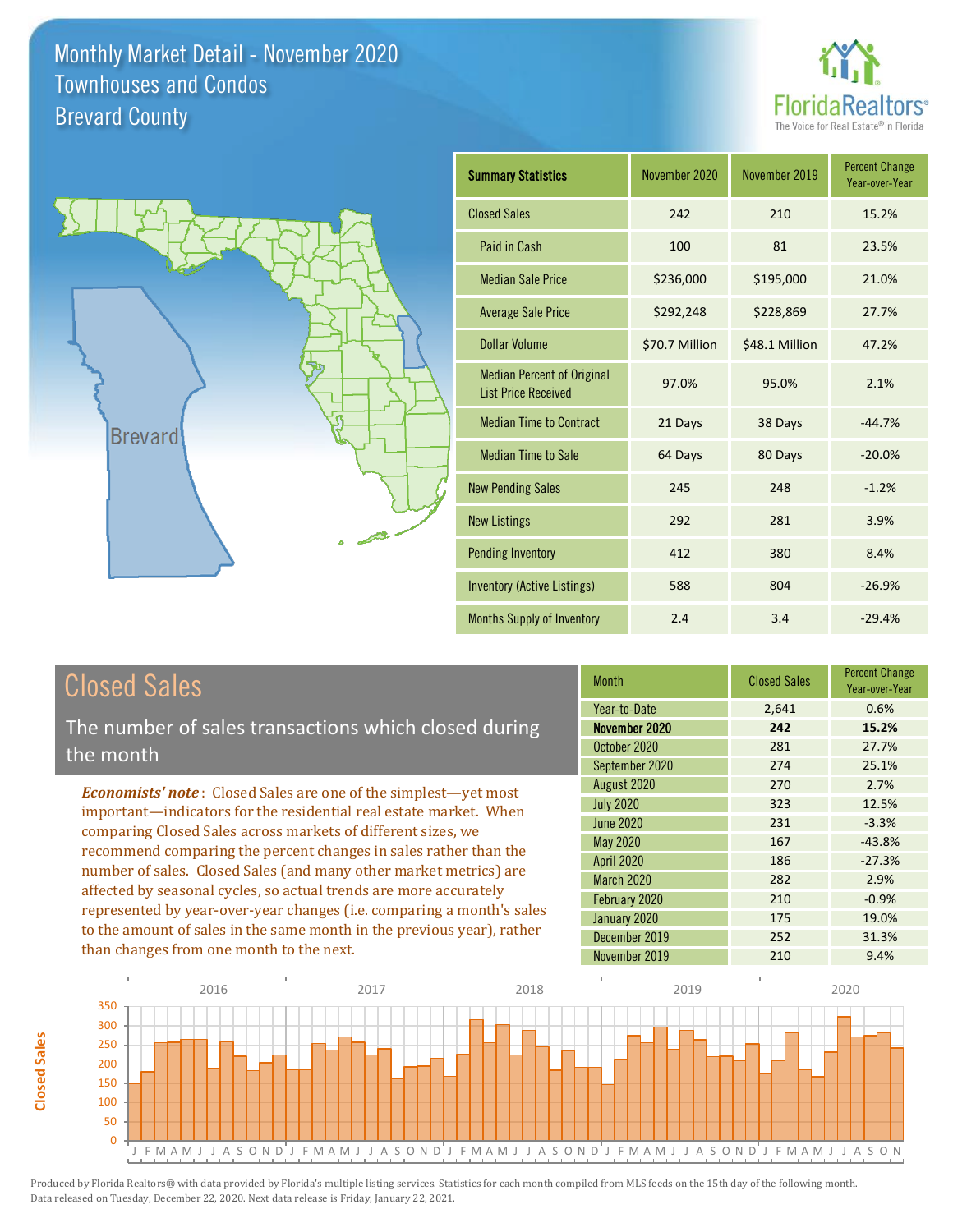# Monthly Market Detail - November 2020
## Townhouses and Condos
## Brevard County

FloridaRealtors® The Voice for Real Estate® in Florida

| Summary Statistics | November 2020 | November 2019 | Percent Change Year-over-Year |
|---|---|---|---|
| Closed Sales | 242 | 210 | 15.2% |
| Paid in Cash | 100 | 81 | 23.5% |
| Median Sale Price | $236,000 | $195,000 | 21.0% |
| Average Sale Price | $292,248 | $228,869 | 27.7% |
| Dollar Volume | $70.7 Million | $48.1 Million | 47.2% |
| Median Percent of Original List Price Received | 97.0% | 95.0% | 2.1% |
| Median Time to Contract | 21 Days | 38 Days | -44.7% |
| Median Time to Sale | 64 Days | 80 Days | -20.0% |
| New Pending Sales | 245 | 248 | -1.2% |
| New Listings | 292 | 281 | 3.9% |
| Pending Inventory | 412 | 380 | 8.4% |
| Inventory (Active Listings) | 588 | 804 | -26.9% |
| Months Supply of Inventory | 2.4 | 3.4 | -29.4% |

## Closed Sales

The number of sales transactions which closed during the month

***Economists' note***: Closed Sales are one of the simplest—yet most important—indicators for the residential real estate market. When comparing Closed Sales across markets of different sizes, we recommend comparing the percent changes in sales rather than the number of sales. Closed Sales (and many other market metrics) are affected by seasonal cycles, so actual trends are more accurately represented by year-over-year changes (i.e. comparing a month's sales to the amount of sales in the same month in the previous year), rather than changes from one month to the next.

| Month | Closed Sales | Percent Change Year-over-Year |
|---|---|---|
| Year-to-Date | 2,641 | 0.6% |
| **November 2020** | **242** | **15.2%** |
| October 2020 | 281 | 27.7% |
| September 2020 | 274 | 25.1% |
| August 2020 | 270 | 2.7% |
| July 2020 | 323 | 12.5% |
| June 2020 | 231 | -3.3% |
| May 2020 | 167 | -43.8% |
| April 2020 | 186 | -27.3% |
| March 2020 | 282 | 2.9% |
| February 2020 | 210 | -0.9% |
| January 2020 | 175 | 19.0% |
| December 2019 | 252 | 31.3% |
| November 2019 | 210 | 9.4% |

Produced by Florida Realtors® with data provided by Florida's multiple listing services. Statistics for each month compiled from MLS feeds on the 15th day of the following month. Data released on Tuesday, December 22, 2020. Next data release is Friday, January 22, 2021.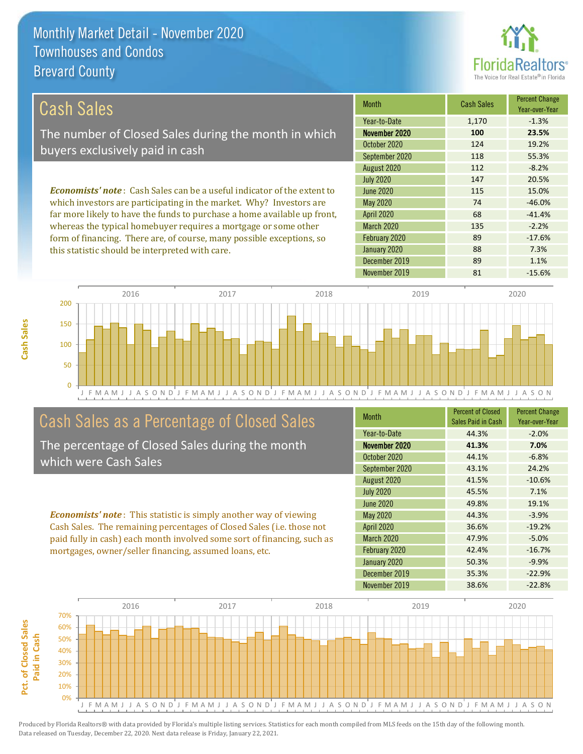# Monthly Market Detail - November 2020
## Townhouses and Condos
## Brevard County

## Cash Sales

The number of Closed Sales during the month in which buyers exclusively paid in cash

*Economists' note*: Cash Sales can be a useful indicator of the extent to which investors are participating in the market. Why? Investors are far more likely to have the funds to purchase a home available up front, whereas the typical homebuyer requires a mortgage or some other form of financing. There are, of course, many possible exceptions, so this statistic should be interpreted with care.

| Month | Cash Sales | Percent Change Year-over-Year |
|---|---|---|
| Year-to-Date | 1,170 | -1.3% |
| **November 2020** | **100** | **23.5%** |
| October 2020 | 124 | 19.2% |
| September 2020 | 118 | 55.3% |
| August 2020 | 112 | -8.2% |
| July 2020 | 147 | 20.5% |
| June 2020 | 115 | 15.0% |
| May 2020 | 74 | -46.0% |
| April 2020 | 68 | -41.4% |
| March 2020 | 135 | -2.2% |
| February 2020 | 89 | -17.6% |
| January 2020 | 88 | 7.3% |
| December 2019 | 89 | 1.1% |
| November 2019 | 81 | -15.6% |

## Cash Sales as a Percentage of Closed Sales

The percentage of Closed Sales during the month which were Cash Sales

*Economists' note*: This statistic is simply another way of viewing Cash Sales. The remaining percentages of Closed Sales (i.e. those not paid fully in cash) each month involved some sort of financing, such as mortgages, owner/seller financing, assumed loans, etc.

| Month | Percent of Closed Sales Paid in Cash | Percent Change Year-over-Year |
|---|---|---|
| Year-to-Date | 44.3% | -2.0% |
| **November 2020** | **41.3%** | **7.0%** |
| October 2020 | 44.1% | -6.8% |
| September 2020 | 43.1% | 24.2% |
| August 2020 | 41.5% | -10.6% |
| July 2020 | 45.5% | 7.1% |
| June 2020 | 49.8% | 19.1% |
| May 2020 | 44.3% | -3.9% |
| April 2020 | 36.6% | -19.2% |
| March 2020 | 47.9% | -5.0% |
| February 2020 | 42.4% | -16.7% |
| January 2020 | 50.3% | -9.9% |
| December 2019 | 35.3% | -22.9% |
| November 2019 | 38.6% | -22.8% |

Produced by Florida Realtors® with data provided by Florida's multiple listing services. Statistics for each month compiled from MLS feeds on the 15th day of the following month. Data released on Tuesday, December 22, 2020. Next data release is Friday, January 22, 2021.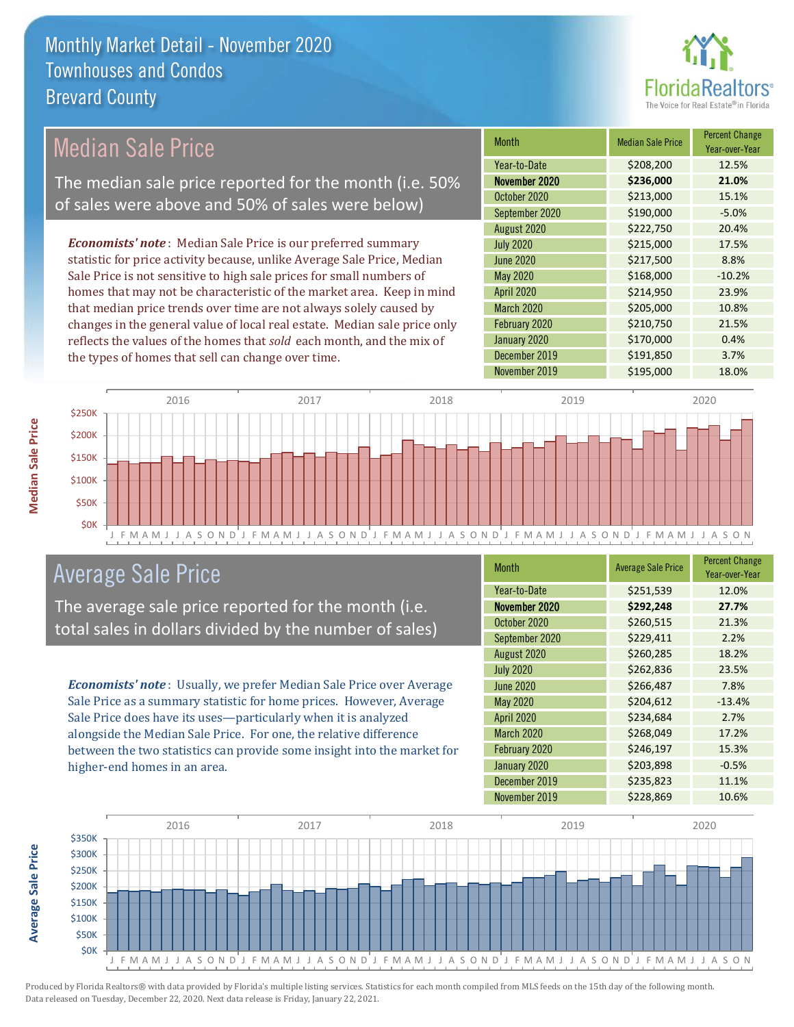# Monthly Market Detail - November 2020
## Townhouses and Condos
## Brevard County

## Median Sale Price

The median sale price reported for the month (i.e. 50% of sales were above and 50% of sales were below)

*Economists' note*: Median Sale Price is our preferred summary statistic for price activity because, unlike Average Sale Price, Median Sale Price is not sensitive to high sale prices for small numbers of homes that may not be characteristic of the market area. Keep in mind that median price trends over time are not always solely caused by changes in the general value of local real estate. Median sale price only reflects the values of the homes that *sold* each month, and the mix of the types of homes that sell can change over time.

| Month | Median Sale Price | Percent Change Year-over-Year |
|---|---|---|
| Year-to-Date | $208,200 | 12.5% |
| **November 2020** | **$236,000** | **21.0%** |
| October 2020 | $213,000 | 15.1% |
| September 2020 | $190,000 | -5.0% |
| August 2020 | $222,750 | 20.4% |
| July 2020 | $215,000 | 17.5% |
| June 2020 | $217,500 | 8.8% |
| May 2020 | $168,000 | -10.2% |
| April 2020 | $214,950 | 23.9% |
| March 2020 | $205,000 | 10.8% |
| February 2020 | $210,750 | 21.5% |
| January 2020 | $170,000 | 0.4% |
| December 2019 | $191,850 | 3.7% |
| November 2019 | $195,000 | 18.0% |

## Average Sale Price

The average sale price reported for the month (i.e. total sales in dollars divided by the number of sales)

*Economists' note*: Usually, we prefer Median Sale Price over Average Sale Price as a summary statistic for home prices. However, Average Sale Price does have its uses—particularly when it is analyzed alongside the Median Sale Price. For one, the relative difference between the two statistics can provide some insight into the market for higher-end homes in an area.

| Month | Average Sale Price | Percent Change Year-over-Year |
|---|---|---|
| Year-to-Date | $251,539 | 12.0% |
| **November 2020** | **$292,248** | **27.7%** |
| October 2020 | $260,515 | 21.3% |
| September 2020 | $229,411 | 2.2% |
| August 2020 | $260,285 | 18.2% |
| July 2020 | $262,836 | 23.5% |
| June 2020 | $266,487 | 7.8% |
| May 2020 | $204,612 | -13.4% |
| April 2020 | $234,684 | 2.7% |
| March 2020 | $268,049 | 17.2% |
| February 2020 | $246,197 | 15.3% |
| January 2020 | $203,898 | -0.5% |
| December 2019 | $235,823 | 11.1% |
| November 2019 | $228,869 | 10.6% |

Produced by Florida Realtors® with data provided by Florida's multiple listing services. Statistics for each month compiled from MLS feeds on the 15th day of the following month. Data released on Tuesday, December 22, 2020. Next data release is Friday, January 22, 2021.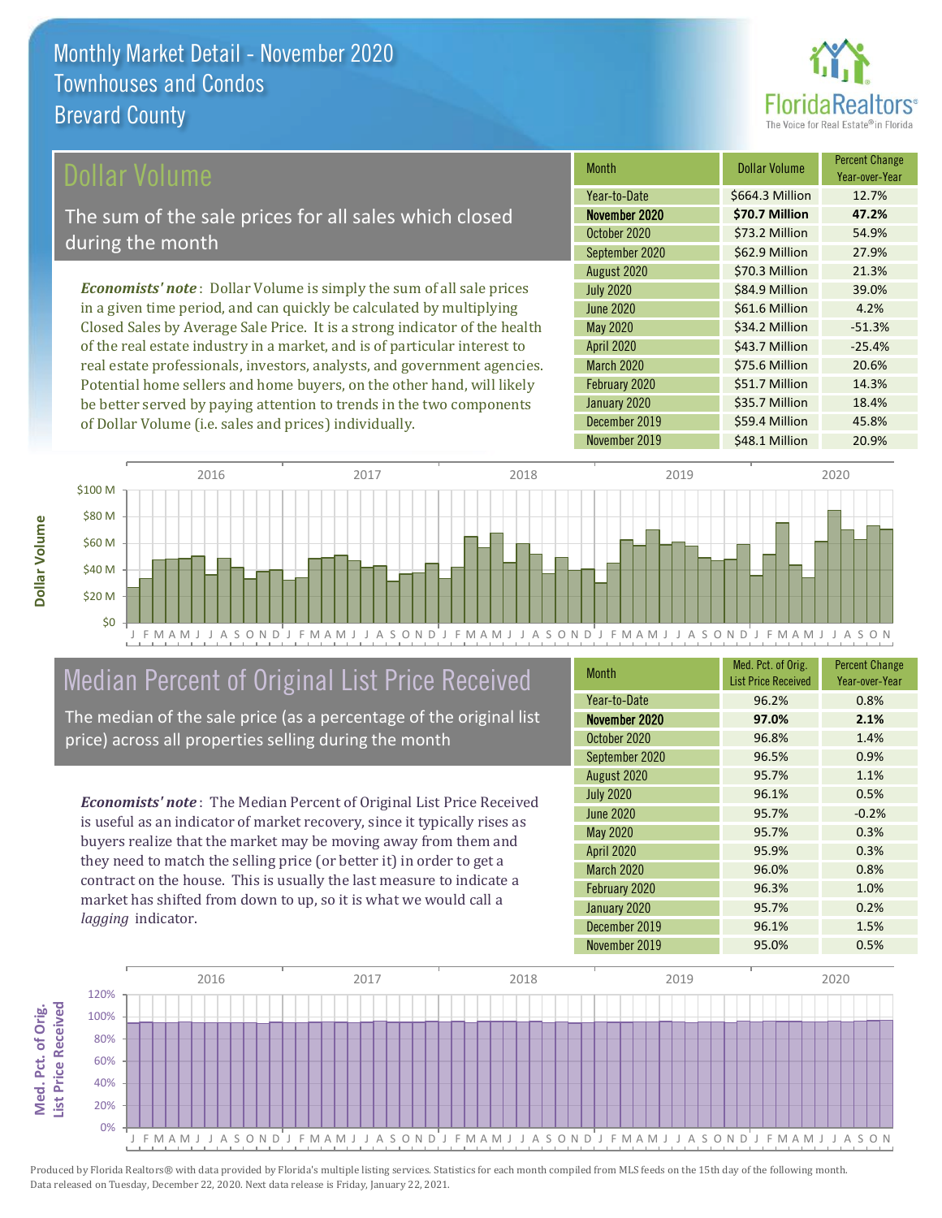# Monthly Market Detail - November 2020
## Townhouses and Condos
## Brevard County

## Dollar Volume

The sum of the sale prices for all sales which closed during the month

***Economists' note***: Dollar Volume is simply the sum of all sale prices in a given time period, and can quickly be calculated by multiplying Closed Sales by Average Sale Price. It is a strong indicator of the health of the real estate industry in a market, and is of particular interest to real estate professionals, investors, analysts, and government agencies. Potential home sellers and home buyers, on the other hand, will likely be better served by paying attention to trends in the two components of Dollar Volume (i.e. sales and prices) individually.

| Month | Dollar Volume | Percent Change Year-over-Year |
|---|---|---|
| Year-to-Date | $664.3 Million | 12.7% |
| **November 2020** | **$70.7 Million** | **47.2%** |
| October 2020 | $73.2 Million | 54.9% |
| September 2020 | $62.9 Million | 27.9% |
| August 2020 | $70.3 Million | 21.3% |
| July 2020 | $84.9 Million | 39.0% |
| June 2020 | $61.6 Million | 4.2% |
| May 2020 | $34.2 Million | -51.3% |
| April 2020 | $43.7 Million | -25.4% |
| March 2020 | $75.6 Million | 20.6% |
| February 2020 | $51.7 Million | 14.3% |
| January 2020 | $35.7 Million | 18.4% |
| December 2019 | $59.4 Million | 45.8% |
| November 2019 | $48.1 Million | 20.9% |

## Median Percent of Original List Price Received

The median of the sale price (as a percentage of the original list price) across all properties selling during the month

***Economists' note***: The Median Percent of Original List Price Received is useful as an indicator of market recovery, since it typically rises as buyers realize that the market may be moving away from them and they need to match the selling price (or better it) in order to get a contract on the house. This is usually the last measure to indicate a market has shifted from down to up, so it is what we would call a *lagging* indicator.

| Month | Med. Pct. of Orig. List Price Received | Percent Change Year-over-Year |
|---|---|---|
| Year-to-Date | 96.2% | 0.8% |
| **November 2020** | **97.0%** | **2.1%** |
| October 2020 | 96.8% | 1.4% |
| September 2020 | 96.5% | 0.9% |
| August 2020 | 95.7% | 1.1% |
| July 2020 | 96.1% | 0.5% |
| June 2020 | 95.7% | -0.2% |
| May 2020 | 95.7% | 0.3% |
| April 2020 | 95.9% | 0.3% |
| March 2020 | 96.0% | 0.8% |
| February 2020 | 96.3% | 1.0% |
| January 2020 | 95.7% | 0.2% |
| December 2019 | 96.1% | 1.5% |
| November 2019 | 95.0% | 0.5% |

Produced by Florida Realtors® with data provided by Florida's multiple listing services. Statistics for each month compiled from MLS feeds on the 15th day of the following month. Data released on Tuesday, December 22, 2020. Next data release is Friday, January 22, 2021.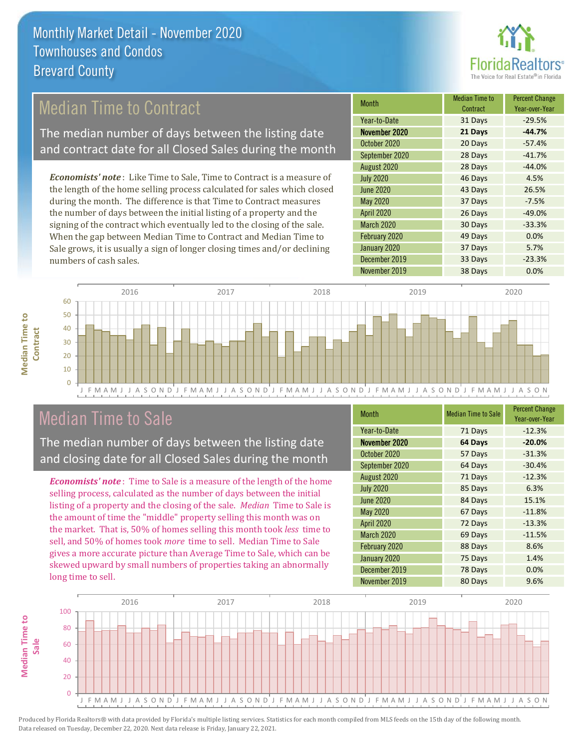# Monthly Market Detail - November 2020
## Townhouses and Condos
## Brevard County

## Median Time to Contract

The median number of days between the listing date and contract date for all Closed Sales during the month

*Economists' note*: Like Time to Sale, Time to Contract is a measure of the length of the home selling process calculated for sales which closed during the month. The difference is that Time to Contract measures the number of days between the initial listing of a property and the signing of the contract which eventually led to the closing of the sale. When the gap between Median Time to Contract and Median Time to Sale grows, it is usually a sign of longer closing times and/or declining numbers of cash sales.

| Month | Median Time to Contract | Percent Change Year-over-Year |
|---|---|---|
| Year-to-Date | 31 Days | -29.5% |
| **November 2020** | **21 Days** | **-44.7%** |
| October 2020 | 20 Days | -57.4% |
| September 2020 | 28 Days | -41.7% |
| August 2020 | 28 Days | -44.0% |
| July 2020 | 46 Days | 4.5% |
| June 2020 | 43 Days | 26.5% |
| May 2020 | 37 Days | -7.5% |
| April 2020 | 26 Days | -49.0% |
| March 2020 | 30 Days | -33.3% |
| February 2020 | 49 Days | 0.0% |
| January 2020 | 37 Days | 5.7% |
| December 2019 | 33 Days | -23.3% |
| November 2019 | 38 Days | 0.0% |

## Median Time to Sale

The median number of days between the listing date and closing date for all Closed Sales during the month

*Economists' note*: Time to Sale is a measure of the length of the home selling process, calculated as the number of days between the initial listing of a property and the closing of the sale. *Median* Time to Sale is the amount of time the "middle" property selling this month was on the market. That is, 50% of homes selling this month took *less* time to sell, and 50% of homes took *more* time to sell. Median Time to Sale gives a more accurate picture than Average Time to Sale, which can be skewed upward by small numbers of properties taking an abnormally long time to sell.

| Month | Median Time to Sale | Percent Change Year-over-Year |
|---|---|---|
| Year-to-Date | 71 Days | -12.3% |
| **November 2020** | **64 Days** | **-20.0%** |
| October 2020 | 57 Days | -31.3% |
| September 2020 | 64 Days | -30.4% |
| August 2020 | 71 Days | -12.3% |
| July 2020 | 85 Days | 6.3% |
| June 2020 | 84 Days | 15.1% |
| May 2020 | 67 Days | -11.8% |
| April 2020 | 72 Days | -13.3% |
| March 2020 | 69 Days | -11.5% |
| February 2020 | 88 Days | 8.6% |
| January 2020 | 75 Days | 1.4% |
| December 2019 | 78 Days | 0.0% |
| November 2019 | 80 Days | 9.6% |

Produced by Florida Realtors® with data provided by Florida's multiple listing services. Statistics for each month compiled from MLS feeds on the 15th day of the following month. Data released on Tuesday, December 22, 2020. Next data release is Friday, January 22, 2021.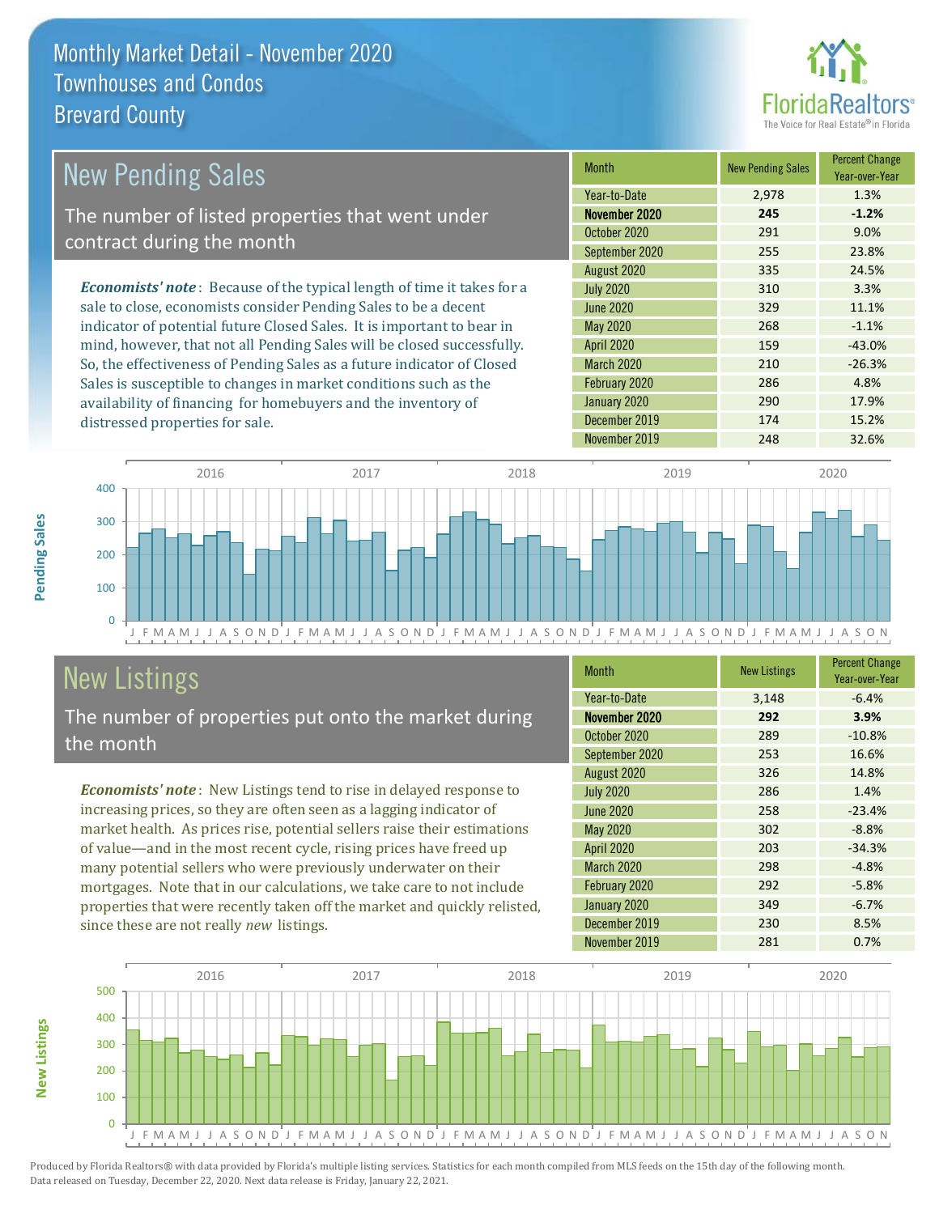# Monthly Market Detail - November 2020
## Townhouses and Condos
## Brevard County

## New Pending Sales

The number of listed properties that went under contract during the month

*Economists' note*: Because of the typical length of time it takes for a sale to close, economists consider Pending Sales to be a decent indicator of potential future Closed Sales. It is important to bear in mind, however, that not all Pending Sales will be closed successfully. So, the effectiveness of Pending Sales as a future indicator of Closed Sales is susceptible to changes in market conditions such as the availability of financing for homebuyers and the inventory of distressed properties for sale.

| Month | New Pending Sales | Percent Change Year-over-Year |
|---|---|---|
| Year-to-Date | 2,978 | 1.3% |
| **November 2020** | **245** | **-1.2%** |
| October 2020 | 291 | 9.0% |
| September 2020 | 255 | 23.8% |
| August 2020 | 335 | 24.5% |
| July 2020 | 310 | 3.3% |
| June 2020 | 329 | 11.1% |
| May 2020 | 268 | -1.1% |
| April 2020 | 159 | -43.0% |
| March 2020 | 210 | -26.3% |
| February 2020 | 286 | 4.8% |
| January 2020 | 290 | 17.9% |
| December 2019 | 174 | 15.2% |
| November 2019 | 248 | 32.6% |

## New Listings

The number of properties put onto the market during the month

*Economists' note*: New Listings tend to rise in delayed response to increasing prices, so they are often seen as a lagging indicator of market health. As prices rise, potential sellers raise their estimations of value—and in the most recent cycle, rising prices have freed up many potential sellers who were previously underwater on their mortgages. Note that in our calculations, we take care to not include properties that were recently taken off the market and quickly relisted, since these are not really *new* listings.

| Month | New Listings | Percent Change Year-over-Year |
|---|---|---|
| Year-to-Date | 3,148 | -6.4% |
| **November 2020** | **292** | **3.9%** |
| October 2020 | 289 | -10.8% |
| September 2020 | 253 | 16.6% |
| August 2020 | 326 | 14.8% |
| July 2020 | 286 | 1.4% |
| June 2020 | 258 | -23.4% |
| May 2020 | 302 | -8.8% |
| April 2020 | 203 | -34.3% |
| March 2020 | 298 | -4.8% |
| February 2020 | 292 | -5.8% |
| January 2020 | 349 | -6.7% |
| December 2019 | 230 | 8.5% |
| November 2019 | 281 | 0.7% |

Produced by Florida Realtors® with data provided by Florida's multiple listing services. Statistics for each month compiled from MLS feeds on the 15th day of the following month. Data released on Tuesday, December 22, 2020. Next data release is Friday, January 22, 2021.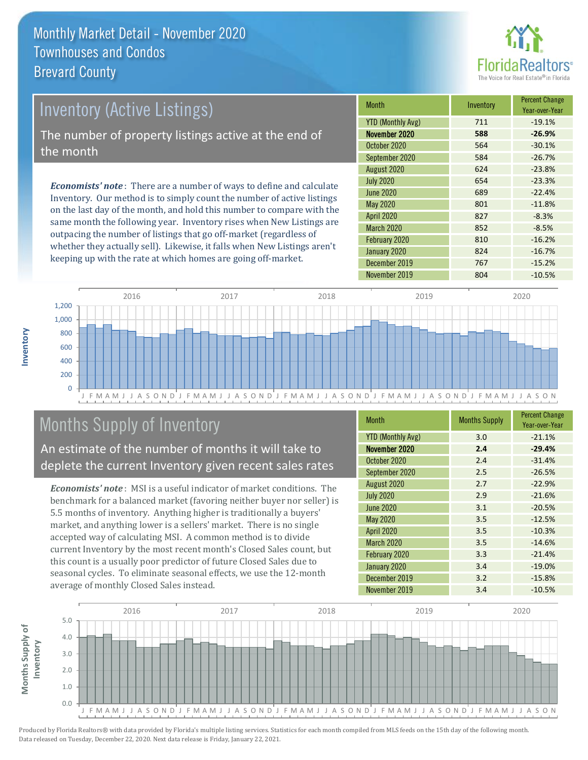# Monthly Market Detail - November 2020
## Townhouses and Condos
## Brevard County

## Inventory (Active Listings)

The number of property listings active at the end of the month

***Economists' note***: There are a number of ways to define and calculate Inventory. Our method is to simply count the number of active listings on the last day of the month, and hold this number to compare with the same month the following year. Inventory rises when New Listings are outpacing the number of listings that go off-market (regardless of whether they actually sell). Likewise, it falls when New Listings aren't keeping up with the rate at which homes are going off-market.

| Month | Inventory | Percent Change Year-over-Year |
|---|---|---|
| YTD (Monthly Avg) | 711 | -19.1% |
| **November 2020** | **588** | **-26.9%** |
| October 2020 | 564 | -30.1% |
| September 2020 | 584 | -26.7% |
| August 2020 | 624 | -23.8% |
| July 2020 | 654 | -23.3% |
| June 2020 | 689 | -22.4% |
| May 2020 | 801 | -11.8% |
| April 2020 | 827 | -8.3% |
| March 2020 | 852 | -8.5% |
| February 2020 | 810 | -16.2% |
| January 2020 | 824 | -16.7% |
| December 2019 | 767 | -15.2% |
| November 2019 | 804 | -10.5% |

## Months Supply of Inventory

An estimate of the number of months it will take to deplete the current Inventory given recent sales rates

***Economists' note***: MSI is a useful indicator of market conditions. The benchmark for a balanced market (favoring neither buyer nor seller) is 5.5 months of inventory. Anything higher is traditionally a buyers' market, and anything lower is a sellers' market. There is no single accepted way of calculating MSI. A common method is to divide current Inventory by the most recent month's Closed Sales count, but this count is a usually poor predictor of future Closed Sales due to seasonal cycles. To eliminate seasonal effects, we use the 12-month average of monthly Closed Sales instead.

| Month | Months Supply | Percent Change Year-over-Year |
|---|---|---|
| YTD (Monthly Avg) | 3.0 | -21.1% |
| **November 2020** | **2.4** | **-29.4%** |
| October 2020 | 2.4 | -31.4% |
| September 2020 | 2.5 | -26.5% |
| August 2020 | 2.7 | -22.9% |
| July 2020 | 2.9 | -21.6% |
| June 2020 | 3.1 | -20.5% |
| May 2020 | 3.5 | -12.5% |
| April 2020 | 3.5 | -10.3% |
| March 2020 | 3.5 | -14.6% |
| February 2020 | 3.3 | -21.4% |
| January 2020 | 3.4 | -19.0% |
| December 2019 | 3.2 | -15.8% |
| November 2019 | 3.4 | -10.5% |

Produced by Florida Realtors® with data provided by Florida's multiple listing services. Statistics for each month compiled from MLS feeds on the 15th day of the following month. Data released on Tuesday, December 22, 2020. Next data release is Friday, January 22, 2021.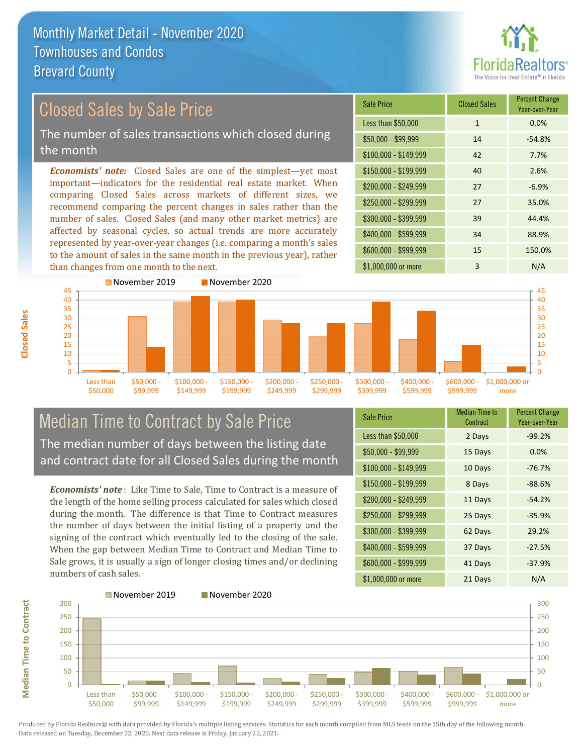# Monthly Market Detail - November 2020
## Townhouses and Condos
## Brevard County

## Closed Sales by Sale Price

The number of sales transactions which closed during the month

***Economists' note:*** Closed Sales are one of the simplest—yet most important—indicators for the residential real estate market. When comparing Closed Sales across markets of different sizes, we recommend comparing the percent changes in sales rather than the number of sales. Closed Sales (and many other market metrics) are affected by seasonal cycles, so actual trends are more accurately represented by year-over-year changes (i.e. comparing a month's sales to the amount of sales in the same month in the previous year), rather than changes from one month to the next.

| Sale Price | Closed Sales | Percent Change Year-over-Year |
|---|---|---|
| Less than $50,000 | 1 | 0.0% |
| $50,000 - $99,999 | 14 | -54.8% |
| $100,000 - $149,999 | 42 | 7.7% |
| $150,000 - $199,999 | 40 | 2.6% |
| $200,000 - $249,999 | 27 | -6.9% |
| $250,000 - $299,999 | 27 | 35.0% |
| $300,000 - $399,999 | 39 | 44.4% |
| $400,000 - $599,999 | 34 | 88.9% |
| $600,000 - $999,999 | 15 | 150.0% |
| $1,000,000 or more | 3 | N/A |

## Median Time to Contract by Sale Price

The median number of days between the listing date and contract date for all Closed Sales during the month

***Economists' note***: Like Time to Sale, Time to Contract is a measure of the length of the home selling process calculated for sales which closed during the month. The difference is that Time to Contract measures the number of days between the initial listing of a property and the signing of the contract which eventually led to the closing of the sale. When the gap between Median Time to Contract and Median Time to Sale grows, it is usually a sign of longer closing times and/or declining numbers of cash sales.

| Sale Price | Median Time to Contract | Percent Change Year-over-Year |
|---|---|---|
| Less than $50,000 | 2 Days | -99.2% |
| $50,000 - $99,999 | 15 Days | 0.0% |
| $100,000 - $149,999 | 10 Days | -76.7% |
| $150,000 - $199,999 | 8 Days | -88.6% |
| $200,000 - $249,999 | 11 Days | -54.2% |
| $250,000 - $299,999 | 25 Days | -35.9% |
| $300,000 - $399,999 | 62 Days | 29.2% |
| $400,000 - $599,999 | 37 Days | -27.5% |
| $600,000 - $999,999 | 41 Days | -37.9% |
| $1,000,000 or more | 21 Days | N/A |

Produced by Florida Realtors® with data provided by Florida's multiple listing services. Statistics for each month compiled from MLS feeds on the 15th day of the following month. Data released on Tuesday, December 22, 2020. Next data release is Friday, January 22, 2021.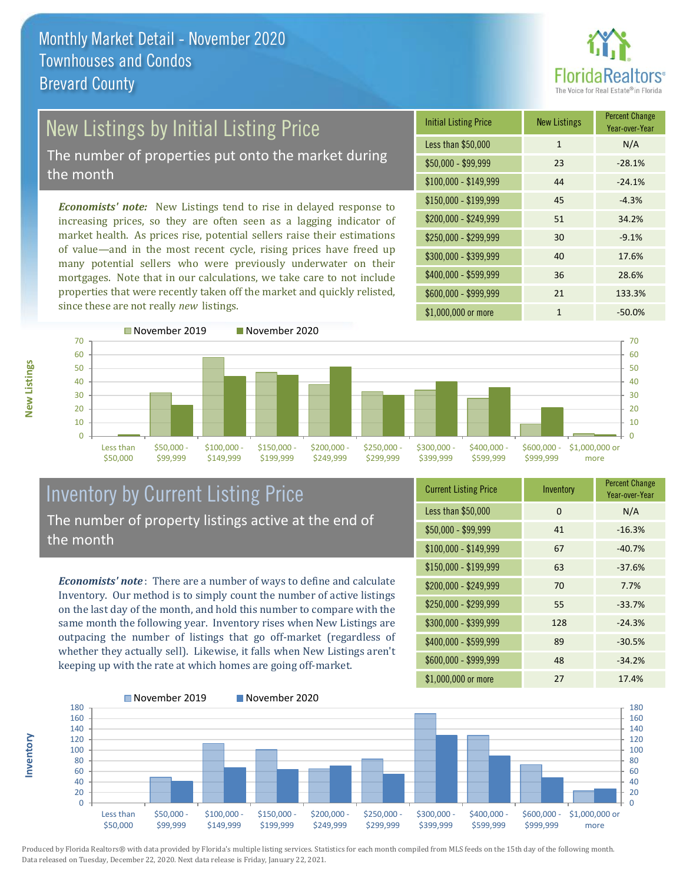# Monthly Market Detail - November 2020
## Townhouses and Condos
## Brevard County

## New Listings by Initial Listing Price

The number of properties put onto the market during the month

*Economists' note:* New Listings tend to rise in delayed response to increasing prices, so they are often seen as a lagging indicator of market health. As prices rise, potential sellers raise their estimations of value—and in the most recent cycle, rising prices have freed up many potential sellers who were previously underwater on their mortgages. Note that in our calculations, we take care to not include properties that were recently taken off the market and quickly relisted, since these are not really *new* listings.

| Initial Listing Price | New Listings | Percent Change Year-over-Year |
|---|---|---|
| Less than $50,000 | 1 | N/A |
| $50,000 - $99,999 | 23 | -28.1% |
| $100,000 - $149,999 | 44 | -24.1% |
| $150,000 - $199,999 | 45 | -4.3% |
| $200,000 - $249,999 | 51 | 34.2% |
| $250,000 - $299,999 | 30 | -9.1% |
| $300,000 - $399,999 | 40 | 17.6% |
| $400,000 - $599,999 | 36 | 28.6% |
| $600,000 - $999,999 | 21 | 133.3% |
| $1,000,000 or more | 1 | -50.0% |

## Inventory by Current Listing Price

The number of property listings active at the end of the month

*Economists' note*: There are a number of ways to define and calculate Inventory. Our method is to simply count the number of active listings on the last day of the month, and hold this number to compare with the same month the following year. Inventory rises when New Listings are outpacing the number of listings that go off-market (regardless of whether they actually sell). Likewise, it falls when New Listings aren't keeping up with the rate at which homes are going off-market.

| Current Listing Price | Inventory | Percent Change Year-over-Year |
|---|---|---|
| Less than $50,000 | 0 | N/A |
| $50,000 - $99,999 | 41 | -16.3% |
| $100,000 - $149,999 | 67 | -40.7% |
| $150,000 - $199,999 | 63 | -37.6% |
| $200,000 - $249,999 | 70 | 7.7% |
| $250,000 - $299,999 | 55 | -33.7% |
| $300,000 - $399,999 | 128 | -24.3% |
| $400,000 - $599,999 | 89 | -30.5% |
| $600,000 - $999,999 | 48 | -34.2% |
| $1,000,000 or more | 27 | 17.4% |

Produced by Florida Realtors® with data provided by Florida's multiple listing services. Statistics for each month compiled from MLS feeds on the 15th day of the following month. Data released on Tuesday, December 22, 2020. Next data release is Friday, January 22, 2021.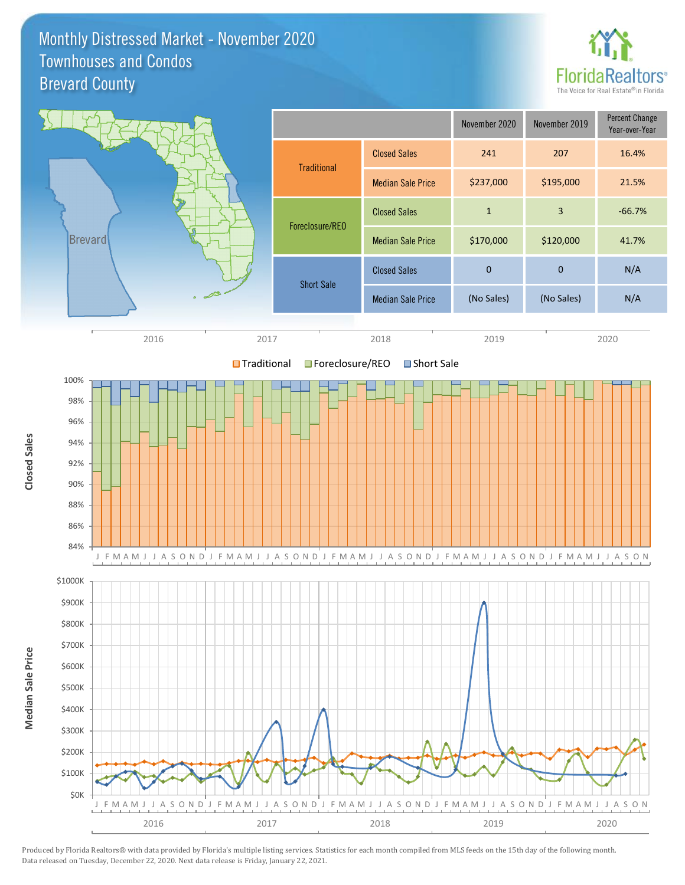# Monthly Distressed Market - November 2020
## Townhouses and Condos
## Brevard County

FloridaRealtors®
The Voice for Real Estate® in Florida

Brevard County

| | | November 2020 | November 2019 | Percent Change Year-over-Year |
|---|---|---|---|---|
| Traditional | Closed Sales | 241 | 207 | 16.4% |
| | Median Sale Price | $237,000 | $195,000 | 21.5% |
| Foreclosure/REO | Closed Sales | 1 | 3 | -66.7% |
| | Median Sale Price | $170,000 | $120,000 | 41.7% |
| Short Sale | Closed Sales | 0 | 0 | N/A |
| | Median Sale Price | (No Sales) | (No Sales) | N/A |

2016 2017 2018 2019 2020

Traditional Foreclosure/REO Short Sale

Closed Sales

100% 98% 96% 94% 92% 90% 88% 86% 84%

J F M A M J J A S O N D J F M A M J J A S O N D J F M A M J J A S O N D J F M A M J J A S O N D J F M A M J J A S O N

Median Sale Price

$1000K $900K $800K $700K $600K $500K $400K $300K $200K $100K $0K

J F M A M J J A S O N D J F M A M J J A S O N D J F M A M J J A S O N D J F M A M J J A S O N D J F M A M J J A S O N

2016 2017 2018 2019 2020

Produced by Florida Realtors® with data provided by Florida's multiple listing services. Statistics for each month compiled from MLS feeds on the 15th day of the following month. Data released on Tuesday, December 22, 2020. Next data release is Friday, January 22, 2021.